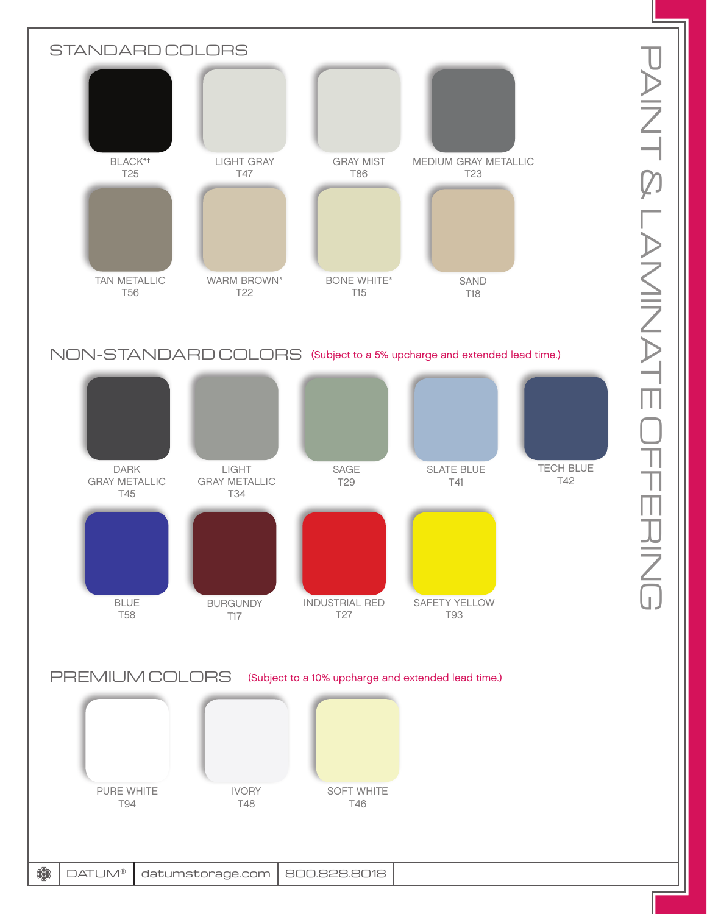# PAINT & LAMINATE OFFERING

## STANDARD COLORS

- BLACK*† T25
- LIGHT GRAY T47
- GRAY MIST T86
- MEDIUM GRAY METALLIC T23
- TAN METALLIC T56
- WARM BROWN* T22
- BONE WHITE* T15
- SAND T18

## NON-STANDARD COLORS (Subject to a 5% upcharge and extended lead time.)

- DARK GRAY METALLIC T45
- LIGHT GRAY METALLIC T34
- SAGE T29
- SLATE BLUE T41
- TECH BLUE T42
- BLUE T58
- BURGUNDY T17
- INDUSTRIAL RED T27
- SAFETY YELLOW T93

## PREMIUM COLORS (Subject to a 10% upcharge and extended lead time.)

- PURE WHITE T94
- IVORY T48
- SOFT WHITE T46

DATUM® | datumstorage.com | 800.828.8018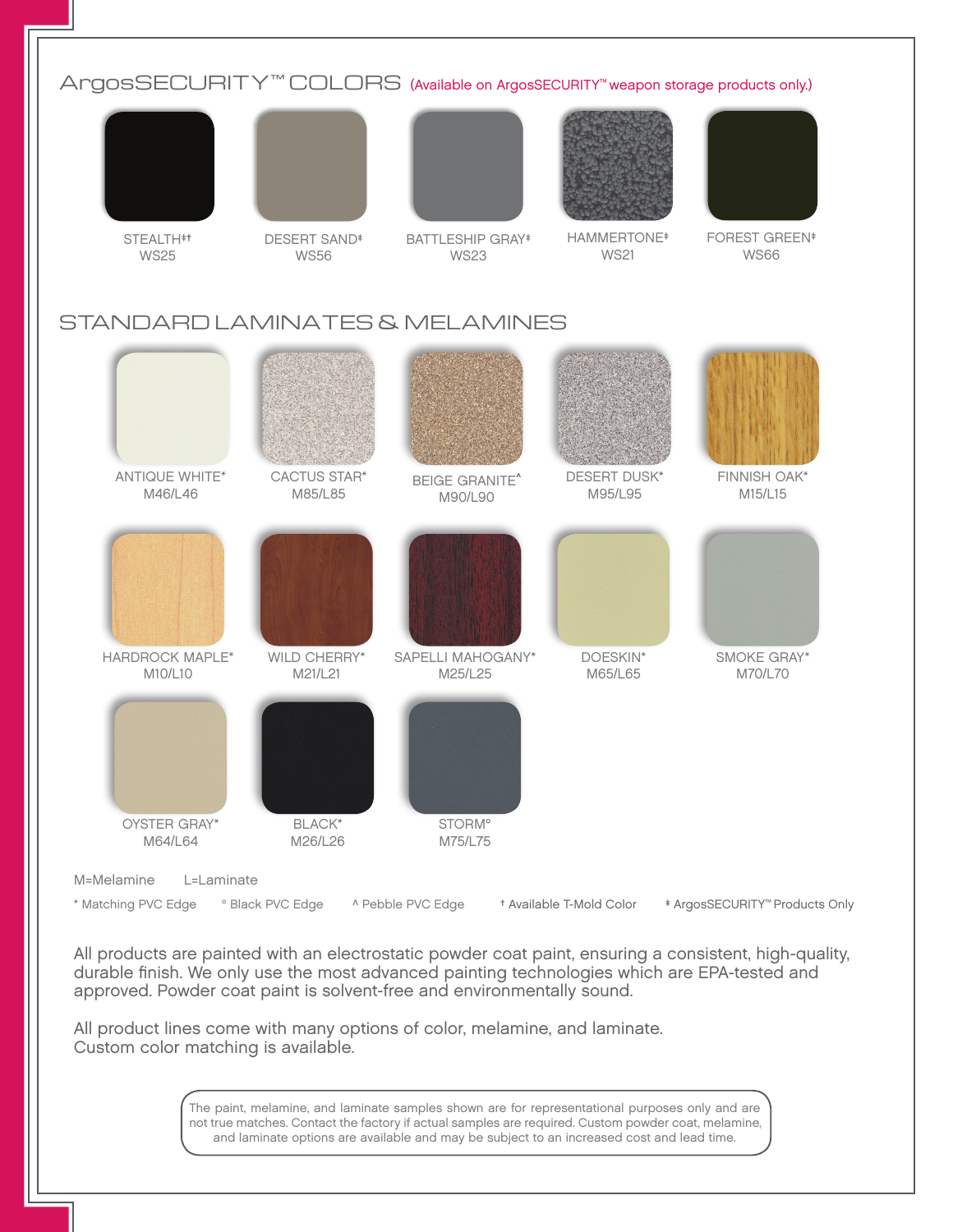## ArgosSECURITY™ COLORS (Available on ArgosSECURITY™ weapon storage products only.)

STEALTH‡† WS25

DESERT SAND‡ WS56

BATTLESHIP GRAY‡ WS23

HAMMERTONE‡ WS21

FOREST GREEN‡ WS66

## STANDARD LAMINATES & MELAMINES

ANTIQUE WHITE* M46/L46

CACTUS STAR* M85/L85

BEIGE GRANITE^ M90/L90

DESERT DUSK* M95/L95

FINNISH OAK* M15/L15

HARDROCK MAPLE* M10/L10

WILD CHERRY* M21/L21

SAPELLI MAHOGANY* M25/L25

DOESKIN* M65/L65

SMOKE GRAY* M70/L70

OYSTER GRAY* M64/L64

BLACK* M26/L26

STORM° M75/L75

M=Melamine L=Laminate

* Matching PVC Edge ° Black PVC Edge ^ Pebble PVC Edge † Available T-Mold Color ‡ ArgosSECURITY™ Products Only

All products are painted with an electrostatic powder coat paint, ensuring a consistent, high-quality, durable finish. We only use the most advanced painting technologies which are EPA-tested and approved. Powder coat paint is solvent-free and environmentally sound.

All product lines come with many options of color, melamine, and laminate. Custom color matching is available.

The paint, melamine, and laminate samples shown are for representational purposes only and are not true matches. Contact the factory if actual samples are required. Custom powder coat, melamine, and laminate options are available and may be subject to an increased cost and lead time.